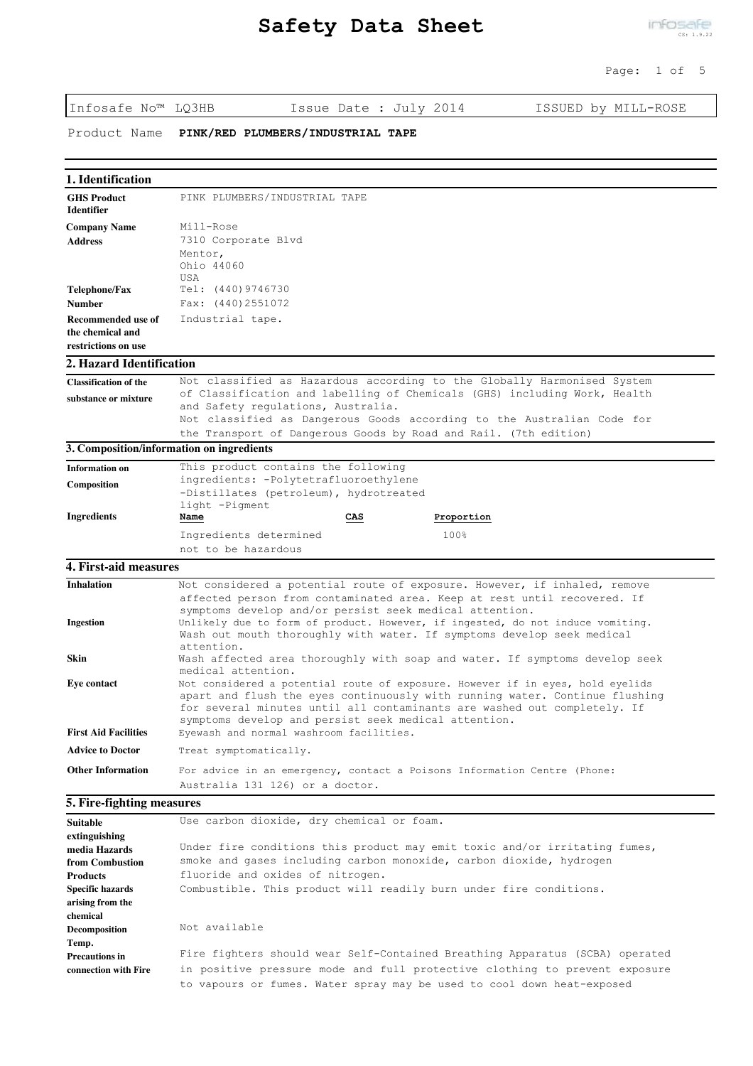# Safety Data Sheet

Infosafe No™ LQ3HB | Issue Date : July 2014 | ISSUED by MILL-ROSE

Product Name **PINK/RED PLUMBERS/INDUSTRIAL TAPE**

## 1. Identification

**GHS Product Identifier** PINK PLUMBERS/INDUSTRIAL TAPE

**Company Name** Mill-Rose

**Address** 7310 Corporate Blvd
Mentor,
Ohio 44060
USA

**Telephone/Fax Number** Tel: (440)9746730
Fax: (440)2551072

**Recommended use of the chemical and restrictions on use** Industrial tape.

## 2. Hazard Identification

**Classification of the substance or mixture** Not classified as Hazardous according to the Globally Harmonised System of Classification and labelling of Chemicals (GHS) including Work, Health and Safety regulations, Australia.
Not classified as Dangerous Goods according to the Australian Code for the Transport of Dangerous Goods by Road and Rail. (7th edition)

## 3. Composition/information on ingredients

**Information on Composition** This product contains the following ingredients: -Polytetrafluoroethylene -Distillates (petroleum), hydrotreated light -Pigment

**Ingredients**

| Name | CAS | Proportion |
|---|---|---|
| Ingredients determined not to be hazardous | | 100% |

## 4. First-aid measures

**Inhalation** Not considered a potential route of exposure. However, if inhaled, remove affected person from contaminated area. Keep at rest until recovered. If symptoms develop and/or persist seek medical attention.

**Ingestion** Unlikely due to form of product. However, if ingested, do not induce vomiting. Wash out mouth thoroughly with water. If symptoms develop seek medical attention.

**Skin** Wash affected area thoroughly with soap and water. If symptoms develop seek medical attention.

**Eye contact** Not considered a potential route of exposure. However if in eyes, hold eyelids apart and flush the eyes continuously with running water. Continue flushing for several minutes until all contaminants are washed out completely. If symptoms develop and persist seek medical attention.

**First Aid Facilities** Eyewash and normal washroom facilities.

**Advice to Doctor** Treat symptomatically.

**Other Information** For advice in an emergency, contact a Poisons Information Centre (Phone: Australia 131 126) or a doctor.

## 5. Fire-fighting measures

**Suitable extinguishing media** Use carbon dioxide, dry chemical or foam.

**Hazards from Combustion Products** Under fire conditions this product may emit toxic and/or irritating fumes, smoke and gases including carbon monoxide, carbon dioxide, hydrogen fluoride and oxides of nitrogen.

**Specific hazards arising from the chemical** Combustible. This product will readily burn under fire conditions.

**Decomposition Temp.** Not available

**Precautions in connection with Fire** Fire fighters should wear Self-Contained Breathing Apparatus (SCBA) operated in positive pressure mode and full protective clothing to prevent exposure to vapours or fumes. Water spray may be used to cool down heat-exposed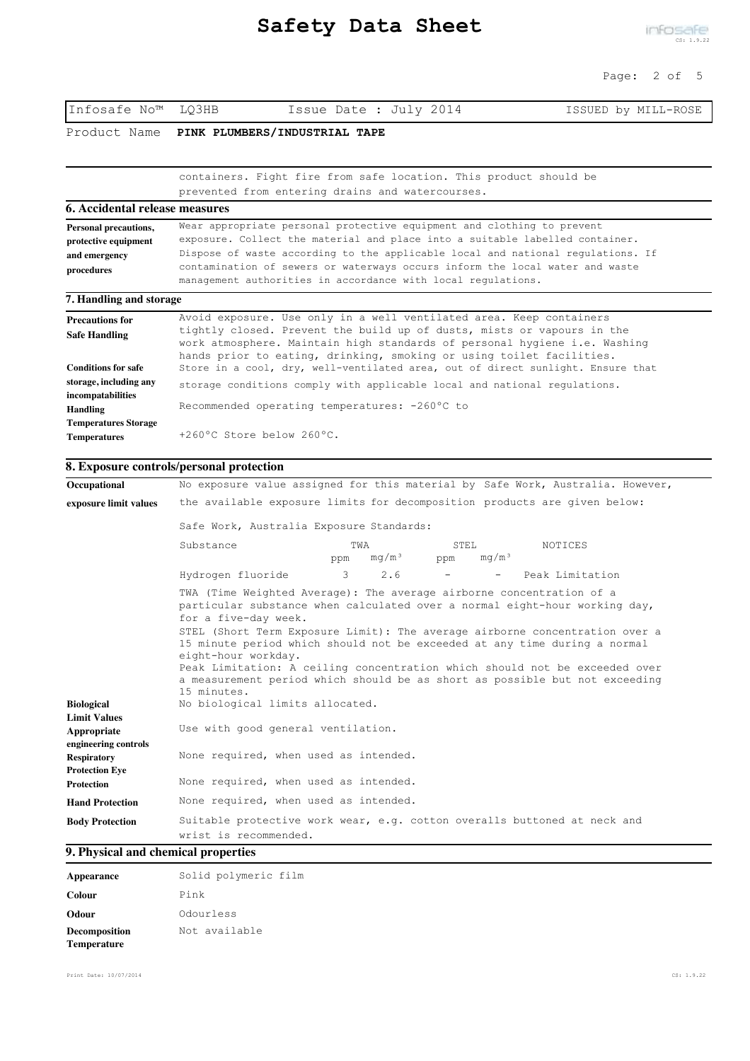Infosafe No™ LQ3HB | Issue Date : July 2014 | ISSUED by MILL-ROSE

Product Name **PINK PLUMBERS/INDUSTRIAL TAPE**

containers. Fight fire from safe location. This product should be prevented from entering drains and watercourses.

## 6. Accidental release measures

**Personal precautions, protective equipment and emergency procedures**
Wear appropriate personal protective equipment and clothing to prevent exposure. Collect the material and place into a suitable labelled container. Dispose of waste according to the applicable local and national regulations. If contamination of sewers or waterways occurs inform the local water and waste management authorities in accordance with local regulations.

## 7. Handling and storage

**Precautions for Safe Handling**
Avoid exposure. Use only in a well ventilated area. Keep containers tightly closed. Prevent the build up of dusts, mists or vapours in the work atmosphere. Maintain high standards of personal hygiene i.e. Washing hands prior to eating, drinking, smoking or using toilet facilities.

**Conditions for safe storage, including any incompatabilities**
Store in a cool, dry, well-ventilated area, out of direct sunlight. Ensure that storage conditions comply with applicable local and national regulations.

**Handling Temperatures Storage Temperatures**
Recommended operating temperatures: -260°C to +260°C Store below 260°C.

## 8. Exposure controls/personal protection

**Occupational exposure limit values**
No exposure value assigned for this material by Safe Work, Australia. However, the available exposure limits for decomposition products are given below:

Safe Work, Australia Exposure Standards:

| Substance | TWA ppm | TWA mg/m³ | STEL ppm | STEL mg/m³ | NOTICES |
|---|---|---|---|---|---|
| Hydrogen fluoride | 3 | 2.6 | - | - | Peak Limitation |

TWA (Time Weighted Average): The average airborne concentration of a particular substance when calculated over a normal eight-hour working day, for a five-day week.
STEL (Short Term Exposure Limit): The average airborne concentration over a 15 minute period which should not be exceeded at any time during a normal eight-hour workday.
Peak Limitation: A ceiling concentration which should not be exceeded over a measurement period which should be as short as possible but not exceeding 15 minutes.

**Biological Limit Values**
No biological limits allocated.

**Appropriate engineering controls**
Use with good general ventilation.

**Respiratory Protection**
None required, when used as intended.

**Eye Protection**
None required, when used as intended.

**Hand Protection**
None required, when used as intended.

**Body Protection**
Suitable protective work wear, e.g. cotton overalls buttoned at neck and wrist is recommended.

## 9. Physical and chemical properties

| | |
|---|---|
| **Appearance** | Solid polymeric film |
| **Colour** | Pink |
| **Odour** | Odourless |
| **Decomposition Temperature** | Not available |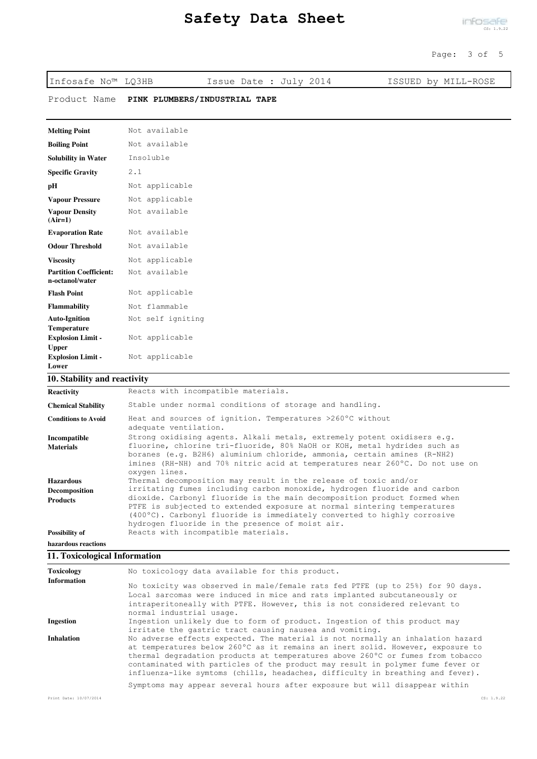Product Name **PINK PLUMBERS/INDUSTRIAL TAPE**

| | |
|---|---|
| **Melting Point** | Not available |
| **Boiling Point** | Not available |
| **Solubility in Water** | Insoluble |
| **Specific Gravity** | 2.1 |
| **pH** | Not applicable |
| **Vapour Pressure** | Not applicable |
| **Vapour Density (Air=1)** | Not available |
| **Evaporation Rate** | Not available |
| **Odour Threshold** | Not available |
| **Viscosity** | Not applicable |
| **Partition Coefficient: n-octanol/water** | Not available |
| **Flash Point** | Not applicable |
| **Flammability** | Not flammable |
| **Auto-Ignition Temperature** | Not self igniting |
| **Explosion Limit - Upper** | Not applicable |
| **Explosion Limit - Lower** | Not applicable |

## 10. Stability and reactivity

| | |
|---|---|
| **Reactivity** | Reacts with incompatible materials. |
| **Chemical Stability** | Stable under normal conditions of storage and handling. |
| **Conditions to Avoid** | Heat and sources of ignition. Temperatures >260°C without adequate ventilation. |
| **Incompatible Materials** | Strong oxidising agents. Alkali metals, extremely potent oxidisers e.g. fluorine, chlorine tri-fluoride, 80% NaOH or KOH, metal hydrides such as boranes (e.g. $B_2H_6$) aluminium chloride, ammonia, certain amines ($R-NH_2$) imines (RH-NH) and 70% nitric acid at temperatures near 260°C. Do not use on oxygen lines. |
| **Hazardous Decomposition Products** | Thermal decomposition may result in the release of toxic and/or irritating fumes including carbon monoxide, hydrogen fluoride and carbon dioxide. Carbonyl fluoride is the main decomposition product formed when PTFE is subjected to extended exposure at normal sintering temperatures (400°C). Carbonyl fluoride is immediately converted to highly corrosive hydrogen fluoride in the presence of moist air. |
| **Possibility of hazardous reactions** | Reacts with incompatible materials. |

## 11. Toxicological Information

| | |
|---|---|
| **Toxicology Information** | No toxicology data available for this product. No toxicity was observed in male/female rats fed PTFE (up to 25%) for 90 days. Local sarcomas were induced in mice and rats implanted subcutaneously or intraperitoneally with PTFE. However, this is not considered relevant to normal industrial usage. |
| **Ingestion** | Ingestion unlikely due to form of product. Ingestion of this product may irritate the gastric tract causing nausea and vomiting. |
| **Inhalation** | No adverse effects expected. The material is not normally an inhalation hazard at temperatures below 260°C as it remains an inert solid. However, exposure to thermal degradation products at temperatures above 260°C or fumes from tobacco contaminated with particles of the product may result in polymer fume fever or influenza-like symtoms (chills, headaches, difficulty in breathing and fever). Symptoms may appear several hours after exposure but will disappear within |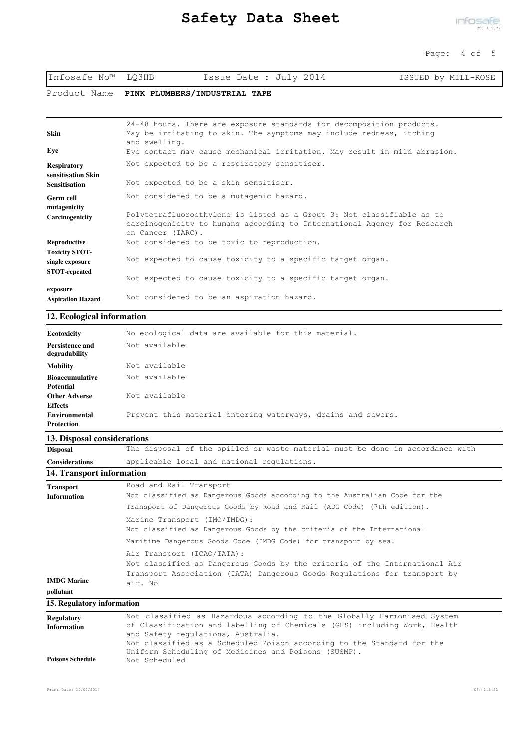24-48 hours. There are exposure standards for decomposition products.

| | |
|---|---|
| **Skin** | May be irritating to skin. The symptoms may include redness, itching and swelling. |
| **Eye** | Eye contact may cause mechanical irritation. May result in mild abrasion. |
| **Respiratory sensitisation** | Not expected to be a respiratory sensitiser. |
| **Skin Sensitisation** | Not expected to be a skin sensitiser. |
| **Germ cell mutagenicity** | Not considered to be a mutagenic hazard. |
| **Carcinogenicity** | Polytetrafluoroethylene is listed as a Group 3: Not classifiable as to carcinogenicity to humans according to International Agency for Research on Cancer (IARC). |
| **Reproductive Toxicity** | Not considered to be toxic to reproduction. |
| **STOT-single exposure** | Not expected to cause toxicity to a specific target organ. |
| **STOT-repeated exposure** | Not expected to cause toxicity to a specific target organ. |
| **Aspiration Hazard** | Not considered to be an aspiration hazard. |

## 12. Ecological information

| | |
|---|---|
| **Ecotoxicity** | No ecological data are available for this material. |
| **Persistence and degradability** | Not available |
| **Mobility** | Not available |
| **Bioaccumulative Potential** | Not available |
| **Other Adverse Effects** | Not available |
| **Environmental Protection** | Prevent this material entering waterways, drains and sewers. |

## 13. Disposal considerations

| | |
|---|---|
| **Disposal Considerations** | The disposal of the spilled or waste material must be done in accordance with applicable local and national regulations. |

## 14. Transport information

| | |
|---|---|
| **Transport Information** | Road and Rail Transport<br>Not classified as Dangerous Goods according to the Australian Code for the Transport of Dangerous Goods by Road and Rail (ADG Code) (7th edition).<br><br>Marine Transport (IMO/IMDG):<br>Not classified as Dangerous Goods by the criteria of the International Maritime Dangerous Goods Code (IMDG Code) for transport by sea.<br><br>Air Transport (ICAO/IATA):<br>Not classified as Dangerous Goods by the criteria of the International Air Transport Association (IATA) Dangerous Goods Regulations for transport by air. |
| **IMDG Marine pollutant** | No |

## 15. Regulatory information

| | |
|---|---|
| **Regulatory Information** | Not classified as Hazardous according to the Globally Harmonised System of Classification and labelling of Chemicals (GHS) including Work, Health and Safety regulations, Australia.<br>Not classified as a Scheduled Poison according to the Standard for the Uniform Scheduling of Medicines and Poisons (SUSMP). |
| **Poisons Schedule** | Not Scheduled |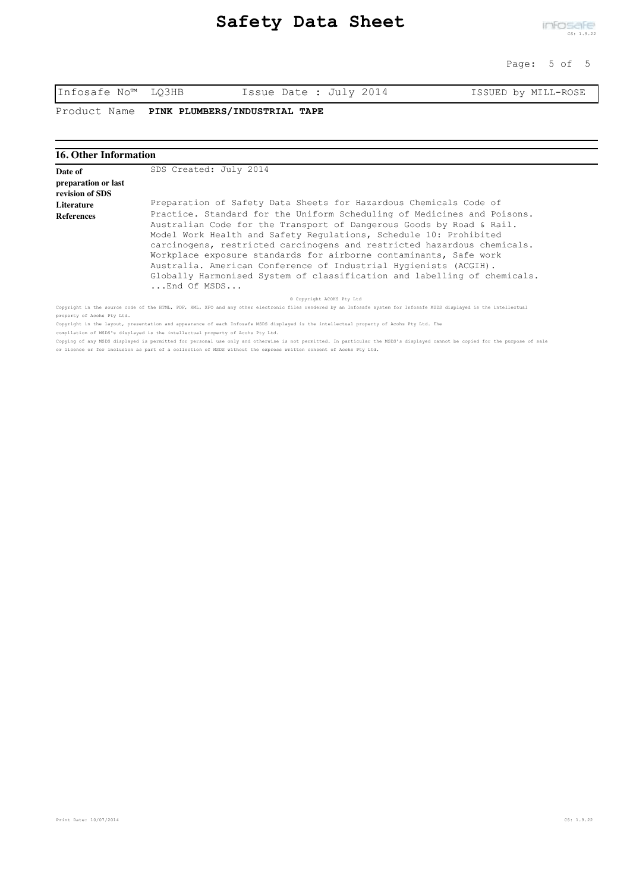Infosafe No™ LQ3HB | Issue Date : July 2014 | ISSUED by MILL-ROSE

Product Name **PINK PLUMBERS/INDUSTRIAL TAPE**

## 16. Other Information

| | |
|---|---|
| **Date of preparation or last revision of SDS** | SDS Created: July 2014 |
| **Literature References** | Preparation of Safety Data Sheets for Hazardous Chemicals Code of Practice. Standard for the Uniform Scheduling of Medicines and Poisons. Australian Code for the Transport of Dangerous Goods by Road & Rail. Model Work Health and Safety Regulations, Schedule 10: Prohibited carcinogens, restricted carcinogens and restricted hazardous chemicals. Workplace exposure standards for airborne contaminants, Safe work Australia. American Conference of Industrial Hygienists (ACGIH). Globally Harmonised System of classification and labelling of chemicals. ...End Of MSDS... |

© Copyright ACOHS Pty Ltd

Copyright in the source code of the HTML, PDF, XML, XFO and any other electronic files rendered by an Infosafe system for Infosafe MSDS displayed is the intellectual property of Acohs Pty Ltd.

Copyright in the layout, presentation and appearance of each Infosafe MSDS displayed is the intellectual property of Acohs Pty Ltd. The compilation of MSDS's displayed is the intellectual property of Acohs Pty Ltd.

Copying of any MSDS displayed is permitted for personal use only and otherwise is not permitted. In particular the MSDS's displayed cannot be copied for the purpose of sale or licence or for inclusion as part of a collection of MSDS without the express written consent of Acohs Pty Ltd.

Print Date: 10/07/2014